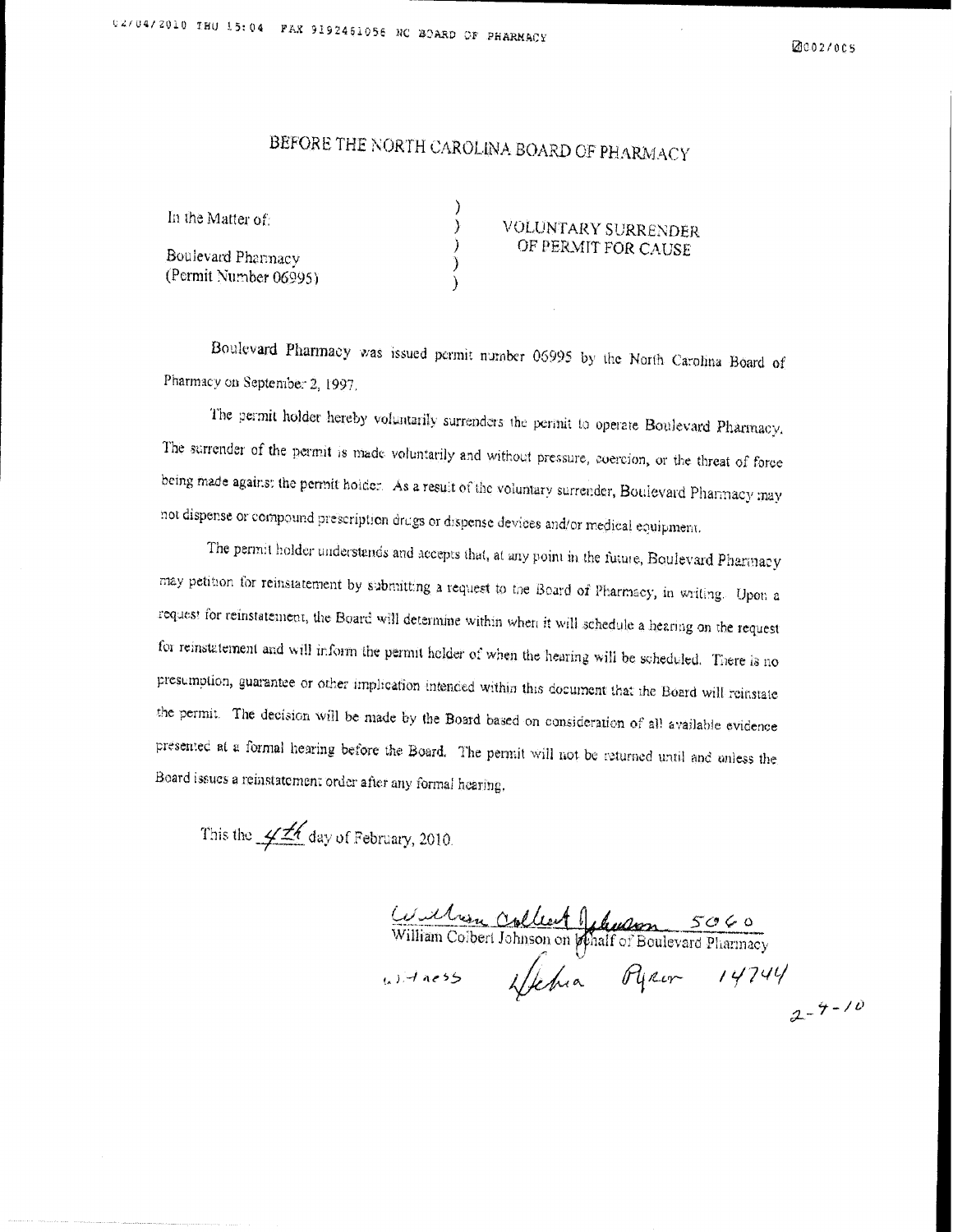# BEFORE THE NORTH CAROLINA BOARD OF PHARMACY

| | | |
|---|---|---|
| In the Matter of: | ) | VOLUNTARY SURRENDER |
| | ) | OF PERMIT FOR CAUSE |
| Boulevard Pharmacy | ) | |
| (Permit Number 06995) | ) | |
| | ) | |

Boulevard Pharmacy was issued permit number 06995 by the North Carolina Board of Pharmacy on September 2, 1997.

The permit holder hereby voluntarily surrenders the permit to operate Boulevard Pharmacy. The surrender of the permit is made voluntarily and without pressure, coercion, or the threat of force being made against the permit holder. As a result of the voluntary surrender, Boulevard Pharmacy may not dispense or compound prescription drugs or dispense devices and/or medical equipment.

The permit holder understands and accepts that, at any point in the future, Boulevard Pharmacy may petition for reinstatement by submitting a request to the Board of Pharmacy, in writing. Upon a request for reinstatement, the Board will determine within when it will schedule a hearing on the request for reinstatement and will inform the permit holder of when the hearing will be scheduled. There is no presumption, guarantee or other implication intended within this document that the Board will reinstate the permit. The decision will be made by the Board based on consideration of all available evidence presented at a formal hearing before the Board. The permit will not be returned until and unless the Board issues a reinstatement order after any formal hearing.

This the 4th day of February, 2010.

William Colbert Johnson 5060
William Colbert Johnson on behalf of Boulevard Pharmacy

Witness Stefania Pyror 14744

2-4-10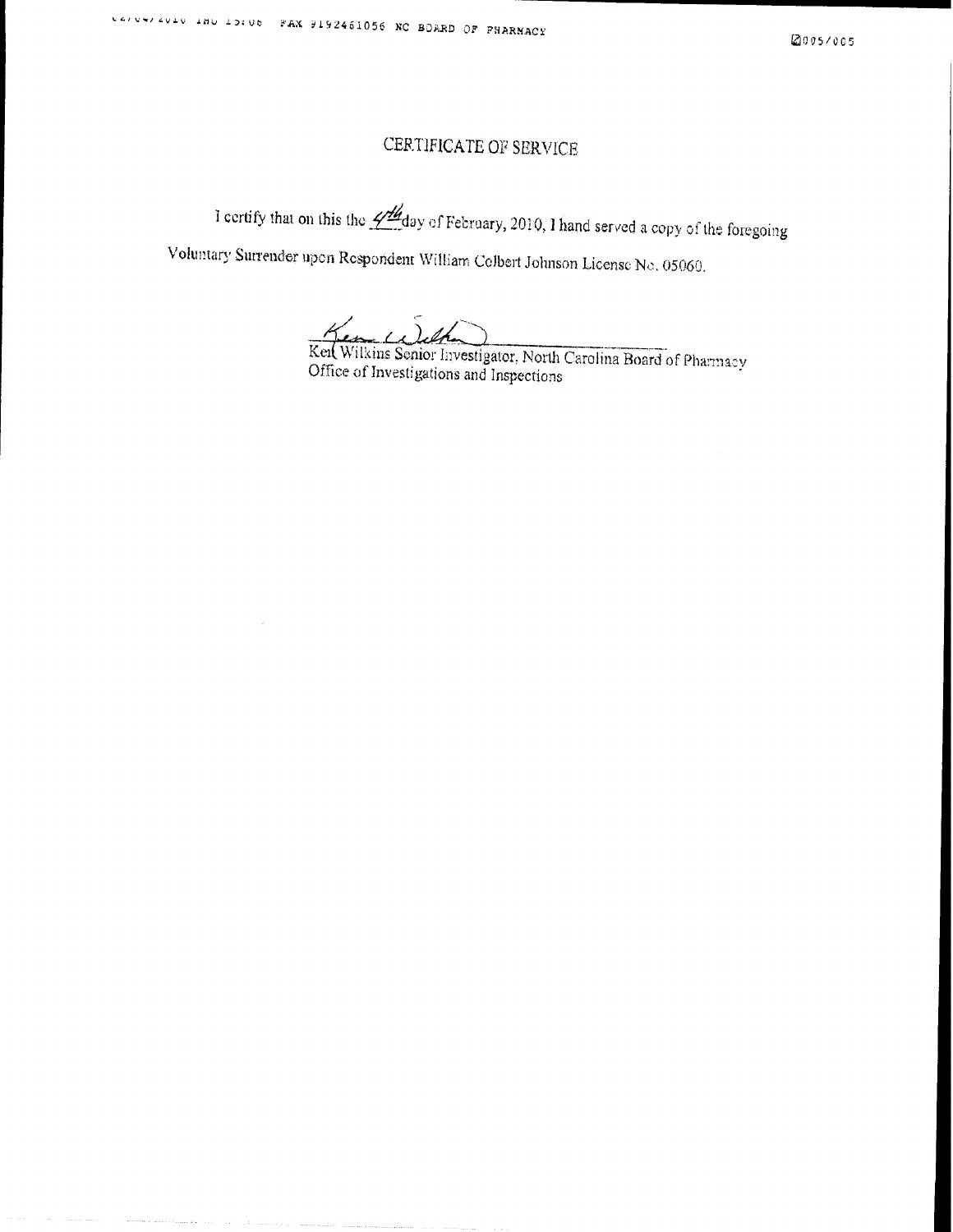# CERTIFICATE OF SERVICE

I certify that on this the 4th day of February, 2010, I hand served a copy of the foregoing Voluntary Surrender upon Respondent William Colbert Johnson License No. 05060.

Keri Wilkins Senior Investigator, North Carolina Board of Pharmacy
Office of Investigations and Inspections